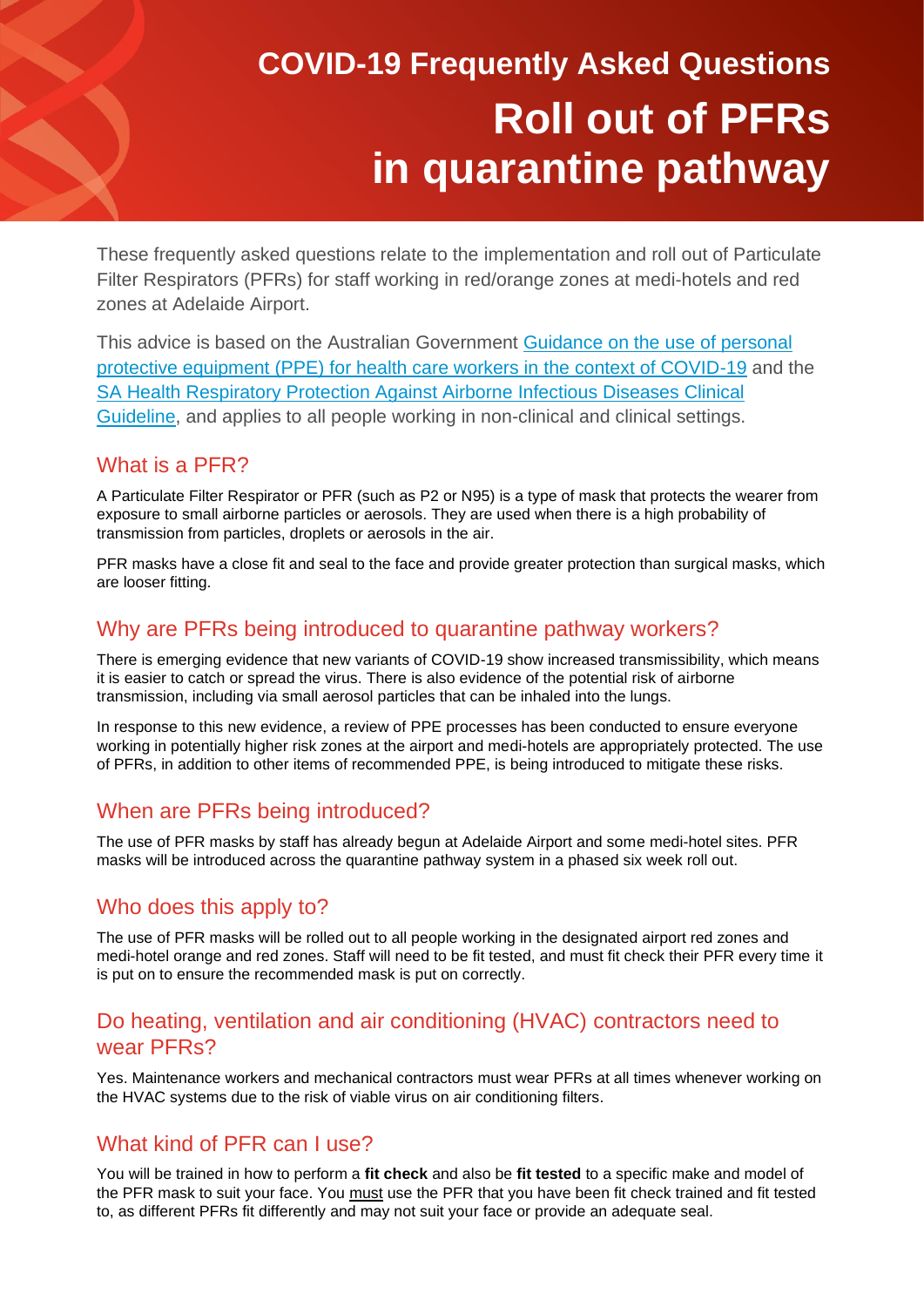# COVID-19 Frequently Asked Questions

# Roll out of PFRs in quarantine pathway

These frequently asked questions relate to the implementation and roll out of Particulate Filter Respirators (PFRs) for staff working in red/orange zones at medi-hotels and red zones at Adelaide Airport.

This advice is based on the Australian Government Guidance on the use of personal protective equipment (PPE) for health care workers in the context of COVID-19 and the SA Health Respiratory Protection Against Airborne Infectious Diseases Clinical Guideline, and applies to all people working in non-clinical and clinical settings.

## What is a PFR?

A Particulate Filter Respirator or PFR (such as P2 or N95) is a type of mask that protects the wearer from exposure to small airborne particles or aerosols. They are used when there is a high probability of transmission from particles, droplets or aerosols in the air.

PFR masks have a close fit and seal to the face and provide greater protection than surgical masks, which are looser fitting.

## Why are PFRs being introduced to quarantine pathway workers?

There is emerging evidence that new variants of COVID-19 show increased transmissibility, which means it is easier to catch or spread the virus. There is also evidence of the potential risk of airborne transmission, including via small aerosol particles that can be inhaled into the lungs.

In response to this new evidence, a review of PPE processes has been conducted to ensure everyone working in potentially higher risk zones at the airport and medi-hotels are appropriately protected. The use of PFRs, in addition to other items of recommended PPE, is being introduced to mitigate these risks.

## When are PFRs being introduced?

The use of PFR masks by staff has already begun at Adelaide Airport and some medi-hotel sites. PFR masks will be introduced across the quarantine pathway system in a phased six week roll out.

## Who does this apply to?

The use of PFR masks will be rolled out to all people working in the designated airport red zones and medi-hotel orange and red zones. Staff will need to be fit tested, and must fit check their PFR every time it is put on to ensure the recommended mask is put on correctly.

## Do heating, ventilation and air conditioning (HVAC) contractors need to wear PFRs?

Yes. Maintenance workers and mechanical contractors must wear PFRs at all times whenever working on the HVAC systems due to the risk of viable virus on air conditioning filters.

## What kind of PFR can I use?

You will be trained in how to perform a **fit check** and also be **fit tested** to a specific make and model of the PFR mask to suit your face. You must use the PFR that you have been fit check trained and fit tested to, as different PFRs fit differently and may not suit your face or provide an adequate seal.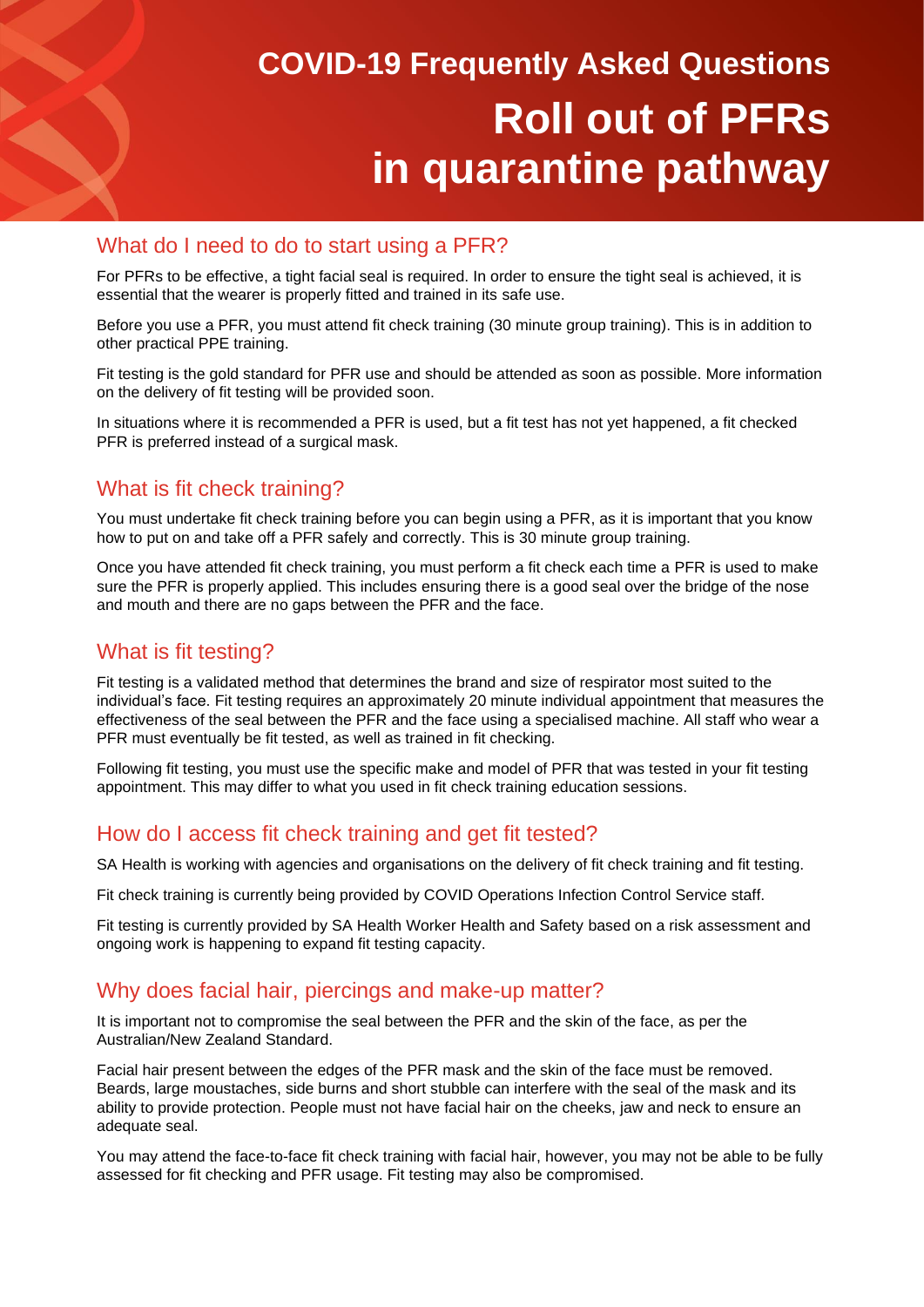# COVID-19 Frequently Asked Questions

# Roll out of PFRs in quarantine pathway

## What do I need to do to start using a PFR?

For PFRs to be effective, a tight facial seal is required. In order to ensure the tight seal is achieved, it is essential that the wearer is properly fitted and trained in its safe use.

Before you use a PFR, you must attend fit check training (30 minute group training). This is in addition to other practical PPE training.

Fit testing is the gold standard for PFR use and should be attended as soon as possible. More information on the delivery of fit testing will be provided soon.

In situations where it is recommended a PFR is used, but a fit test has not yet happened, a fit checked PFR is preferred instead of a surgical mask.

## What is fit check training?

You must undertake fit check training before you can begin using a PFR, as it is important that you know how to put on and take off a PFR safely and correctly. This is 30 minute group training.

Once you have attended fit check training, you must perform a fit check each time a PFR is used to make sure the PFR is properly applied. This includes ensuring there is a good seal over the bridge of the nose and mouth and there are no gaps between the PFR and the face.

## What is fit testing?

Fit testing is a validated method that determines the brand and size of respirator most suited to the individual's face. Fit testing requires an approximately 20 minute individual appointment that measures the effectiveness of the seal between the PFR and the face using a specialised machine. All staff who wear a PFR must eventually be fit tested, as well as trained in fit checking.

Following fit testing, you must use the specific make and model of PFR that was tested in your fit testing appointment. This may differ to what you used in fit check training education sessions.

## How do I access fit check training and get fit tested?

SA Health is working with agencies and organisations on the delivery of fit check training and fit testing.

Fit check training is currently being provided by COVID Operations Infection Control Service staff.

Fit testing is currently provided by SA Health Worker Health and Safety based on a risk assessment and ongoing work is happening to expand fit testing capacity.

## Why does facial hair, piercings and make-up matter?

It is important not to compromise the seal between the PFR and the skin of the face, as per the Australian/New Zealand Standard.

Facial hair present between the edges of the PFR mask and the skin of the face must be removed. Beards, large moustaches, side burns and short stubble can interfere with the seal of the mask and its ability to provide protection. People must not have facial hair on the cheeks, jaw and neck to ensure an adequate seal.

You may attend the face-to-face fit check training with facial hair, however, you may not be able to be fully assessed for fit checking and PFR usage. Fit testing may also be compromised.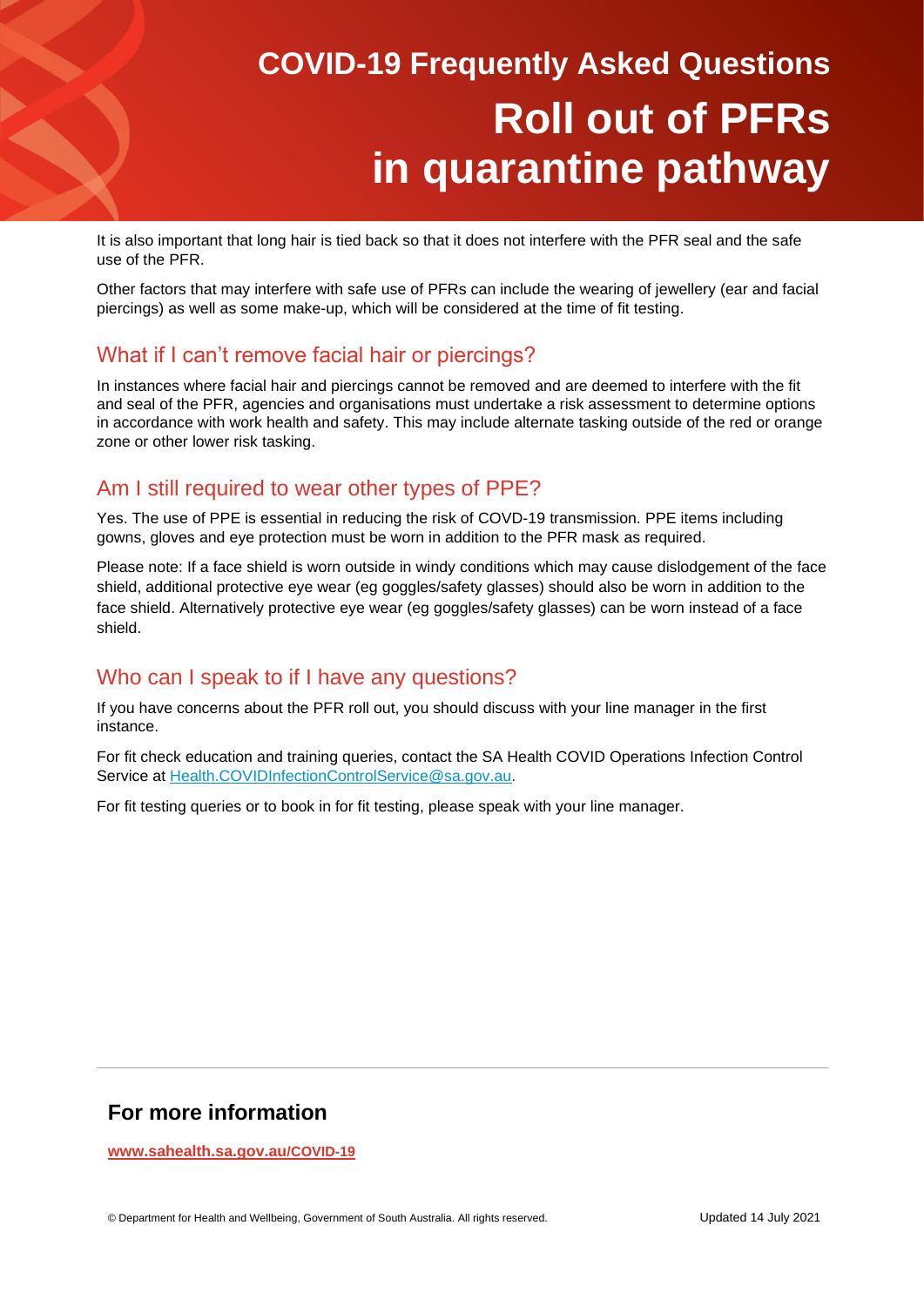It is also important that long hair is tied back so that it does not interfere with the PFR seal and the safe use of the PFR.

Other factors that may interfere with safe use of PFRs can include the wearing of jewellery (ear and facial piercings) as well as some make-up, which will be considered at the time of fit testing.

## What if I can't remove facial hair or piercings?

In instances where facial hair and piercings cannot be removed and are deemed to interfere with the fit and seal of the PFR, agencies and organisations must undertake a risk assessment to determine options in accordance with work health and safety. This may include alternate tasking outside of the red or orange zone or other lower risk tasking.

## Am I still required to wear other types of PPE?

Yes. The use of PPE is essential in reducing the risk of COVID-19 transmission. PPE items including gowns, gloves and eye protection must be worn in addition to the PFR mask as required.

Please note: If a face shield is worn outside in windy conditions which may cause dislodgement of the face shield, additional protective eye wear (eg goggles/safety glasses) should also be worn in addition to the face shield. Alternatively protective eye wear (eg goggles/safety glasses) can be worn instead of a face shield.

## Who can I speak to if I have any questions?

If you have concerns about the PFR roll out, you should discuss with your line manager in the first instance.

For fit check education and training queries, contact the SA Health COVID Operations Infection Control Service at Health.COVIDInfectionControlService@sa.gov.au.

For fit testing queries or to book in for fit testing, please speak with your line manager.

## For more information

**www.sahealth.sa.gov.au/COVID-19**

© Department for Health and Wellbeing, Government of South Australia. All rights reserved.

Updated 14 July 2021